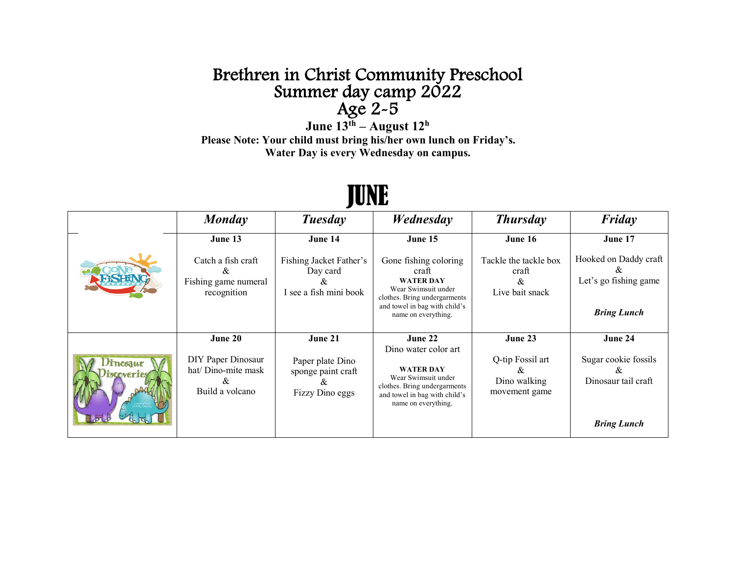# Brethren in Christ Community Preschool
# Summer day camp 2022
# Age 2-5

**June 13th – August 12h**

**Please Note: Your child must bring his/her own lunch on Friday's.**
**Water Day is every Wednesday on campus.**

# JUNE

| | *Monday* | *Tuesday* | *Wednesday* | *Thursday* | *Friday* |
|---|---|---|---|---|---|
| | **June 13**<br><br>Catch a fish craft<br>&<br>Fishing game numeral recognition | **June 14**<br><br>Fishing Jacket Father's Day card<br>&<br>I see a fish mini book | **June 15**<br><br>Gone fishing coloring craft<br>**WATER DAY**<br>Wear Swimsuit under clothes. Bring undergarments and towel in bag with child's name on everything. | **June 16**<br><br>Tackle the tackle box craft<br>&<br>Live bait snack | **June 17**<br><br>Hooked on Daddy craft<br>&<br>Let's go fishing game<br><br>***Bring Lunch*** |
| | **June 20**<br><br>DIY Paper Dinosaur hat/ Dino-mite mask<br>&<br>Build a volcano | **June 21**<br><br>Paper plate Dino sponge paint craft<br>&<br>Fizzy Dino eggs | **June 22**<br>Dino water color art<br><br>**WATER DAY**<br>Wear Swimsuit under clothes. Bring undergarments and towel in bag with child's name on everything. | **June 23**<br><br>Q-tip Fossil art<br>&<br>Dino walking movement game | **June 24**<br><br>Sugar cookie fossils<br>&<br>Dinosaur tail craft<br><br>***Bring Lunch*** |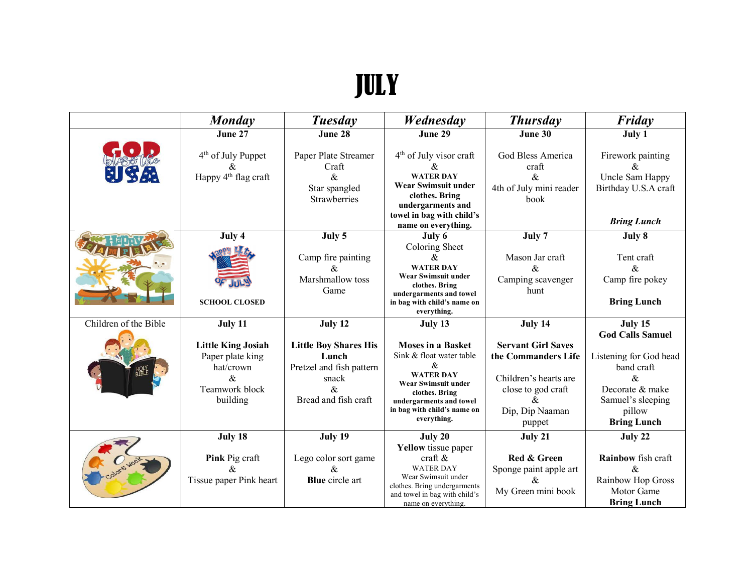# JULY

| | *Monday* | *Tuesday* | *Wednesday* | *Thursday* | *Friday* |
|---|---|---|---|---|---|
| GOD bless the USA | **June 27**<br><br>4th of July Puppet<br>&<br>Happy 4th flag craft | **June 28**<br><br>Paper Plate Streamer Craft<br>&<br>Star spangled Strawberries | **June 29**<br><br>4th of July visor craft<br>&<br>**WATER DAY**<br>**Wear Swimsuit under clothes. Bring undergarments and towel in bag with child's name on everything.** | **June 30**<br><br>God Bless America craft<br>&<br>4th of July mini reader book | **July 1**<br><br>Firework painting<br>&<br>Uncle Sam Happy Birthday U.S.A craft<br><br>***Bring Lunch*** |
| Happy CAMPERS | **July 4**<br><br>Happy 4th of July!<br><br>**SCHOOL CLOSED** | **July 5**<br><br>Camp fire painting<br>&<br>Marshmallow toss Game | **July 6**<br>Coloring Sheet<br>&<br>**WATER DAY**<br>**Wear Swimsuit under clothes. Bring undergarments and towel in bag with child's name on everything.** | **July 7**<br><br>Mason Jar craft<br>&<br>Camping scavenger hunt | **July 8**<br><br>Tent craft<br>&<br>Camp fire pokey<br><br>**Bring Lunch** |
| Children of the Bible | **July 11**<br><br>**Little King Josiah**<br>Paper plate king hat/crown<br>&<br>Teamwork block building | **July 12**<br><br>**Little Boy Shares His Lunch**<br>Pretzel and fish pattern snack<br>&<br>Bread and fish craft | **July 13**<br><br>**Moses in a Basket**<br>Sink & float water table<br>&<br>**WATER DAY**<br>**Wear Swimsuit under clothes. Bring undergarments and towel in bag with child's name on everything.** | **July 14**<br><br>**Servant Girl Saves the Commanders Life**<br><br>Children's hearts are close to god craft<br>&<br>Dip, Dip Naaman puppet | **July 15**<br>**God Calls Samuel**<br><br>Listening for God head band craft<br>&<br>Decorate & make Samuel's sleeping pillow<br>**Bring Lunch** |
| Colors Week | **July 18**<br><br>**Pink** Pig craft<br>&<br>Tissue paper Pink heart | **July 19**<br><br>Lego color sort game<br>&<br>**Blue** circle art | **July 20**<br>**Yellow** tissue paper craft &<br>WATER DAY<br>Wear Swimsuit under clothes. Bring undergarments and towel in bag with child's name on everything. | **July 21**<br><br>**Red & Green**<br>Sponge paint apple art<br>&<br>My Green mini book | **July 22**<br><br>**Rainbow** fish craft<br>&<br>Rainbow Hop Gross Motor Game<br>**Bring Lunch** |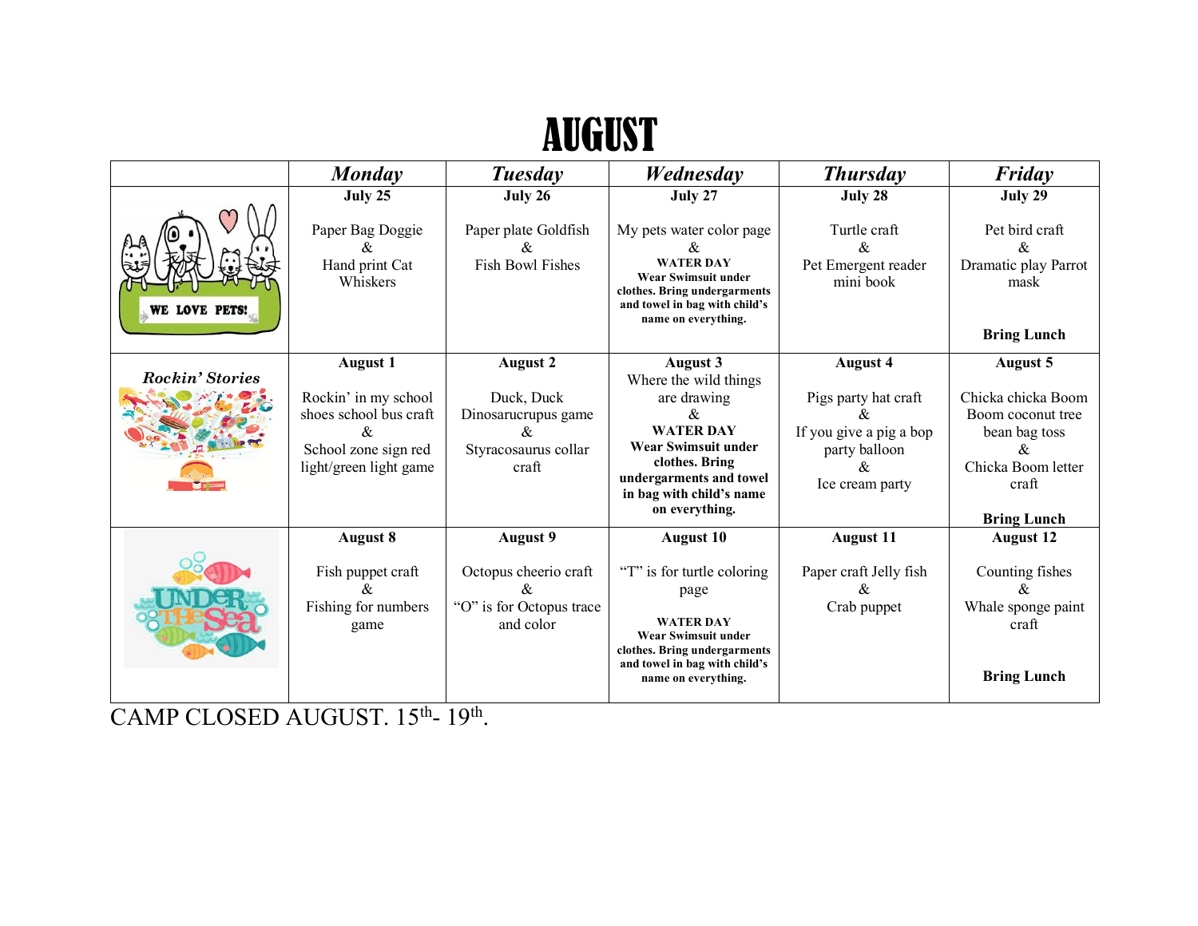# AUGUST

| | *Monday* | *Tuesday* | *Wednesday* | *Thursday* | *Friday* |
|---|---|---|---|---|---|
| WE LOVE PETS! | **July 25**<br><br>Paper Bag Doggie<br>&<br>Hand print Cat Whiskers | **July 26**<br><br>Paper plate Goldfish<br>&<br>Fish Bowl Fishes | **July 27**<br><br>My pets water color page<br>&<br>**WATER DAY**<br>**Wear Swimsuit under clothes. Bring undergarments and towel in bag with child's name on everything.** | **July 28**<br><br>Turtle craft<br>&<br>Pet Emergent reader mini book | **July 29**<br><br>Pet bird craft<br>&<br>Dramatic play Parrot mask<br><br>**Bring Lunch** |
| ***Rockin' Stories*** | **August 1**<br><br>Rockin' in my school shoes school bus craft<br>&<br>School zone sign red light/green light game | **August 2**<br><br>Duck, Duck Dinosarucrupus game<br>&<br>Styracosaurus collar craft | **August 3**<br>Where the wild things are drawing<br>&<br>**WATER DAY**<br>**Wear Swimsuit under clothes. Bring undergarments and towel in bag with child's name on everything.** | **August 4**<br><br>Pigs party hat craft<br>&<br>If you give a pig a bop party balloon<br>&<br>Ice cream party | **August 5**<br><br>Chicka chicka Boom Boom coconut tree bean bag toss<br>&<br>Chicka Boom letter craft<br><br>**Bring Lunch** |
| UNDER THE Sea | **August 8**<br><br>Fish puppet craft<br>&<br>Fishing for numbers game | **August 9**<br><br>Octopus cheerio craft<br>&<br>"O" is for Octopus trace and color | **August 10**<br><br>"T" is for turtle coloring page<br><br>**WATER DAY**<br>**Wear Swimsuit under clothes. Bring undergarments and towel in bag with child's name on everything.** | **August 11**<br><br>Paper craft Jelly fish<br>&<br>Crab puppet | **August 12**<br><br>Counting fishes<br>&<br>Whale sponge paint craft<br><br>**Bring Lunch** |

CAMP CLOSED AUGUST. 15th- 19th.